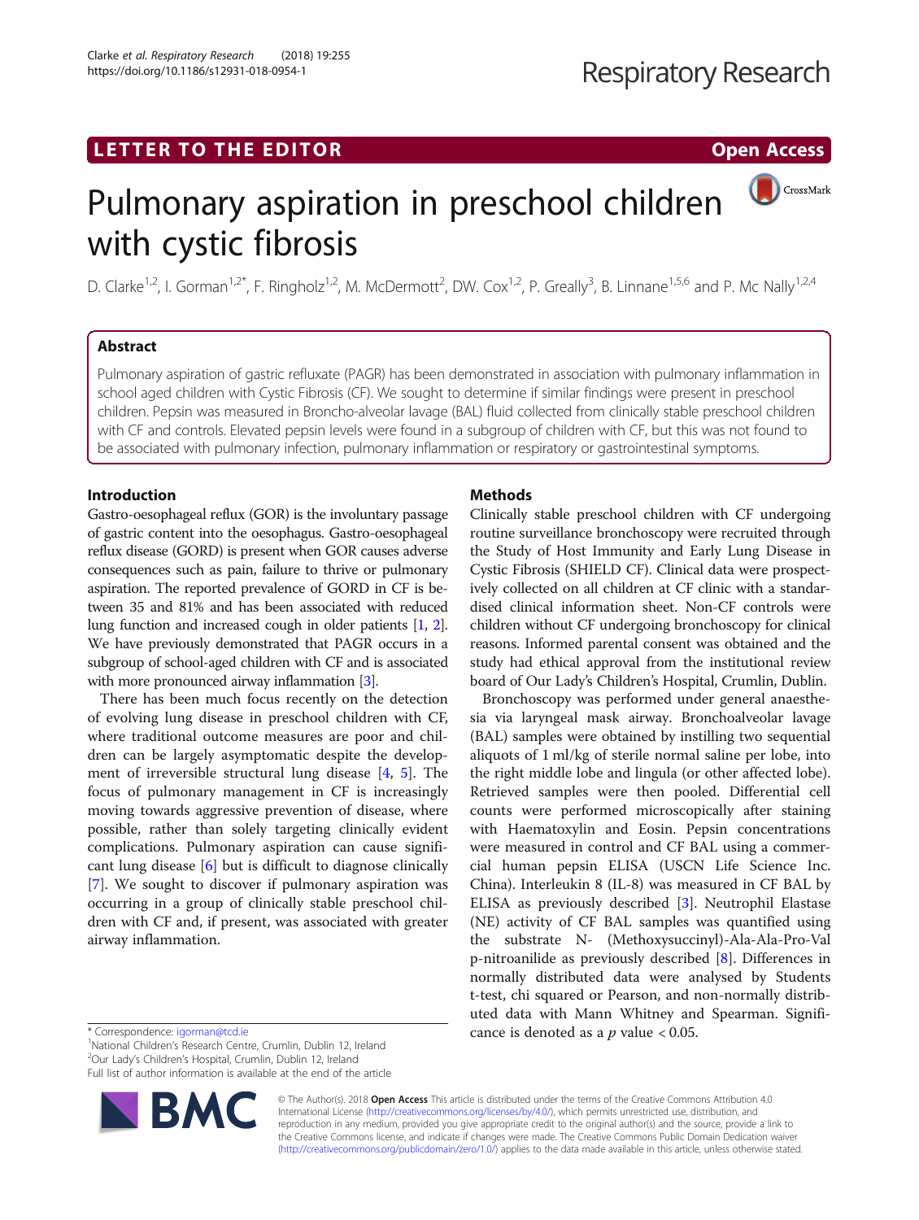LETTER TO THE EDITOR

Open Access

# Pulmonary aspiration in preschool children with cystic fibrosis

D. Clarke[1,2], I. Gorman[1,2*], F. Ringholz[1,2], M. McDermott[2], DW. Cox[1,2], P. Greally[3], B. Linnane[1,5,6] and P. Mc Nally[1,2,4]

## Abstract

Pulmonary aspiration of gastric refluxate (PAGR) has been demonstrated in association with pulmonary inflammation in school aged children with Cystic Fibrosis (CF). We sought to determine if similar findings were present in preschool children. Pepsin was measured in Broncho-alveolar lavage (BAL) fluid collected from clinically stable preschool children with CF and controls. Elevated pepsin levels were found in a subgroup of children with CF, but this was not found to be associated with pulmonary infection, pulmonary inflammation or respiratory or gastrointestinal symptoms.

## Introduction

Gastro-oesophageal reflux (GOR) is the involuntary passage of gastric content into the oesophagus. Gastro-oesophageal reflux disease (GORD) is present when GOR causes adverse consequences such as pain, failure to thrive or pulmonary aspiration. The reported prevalence of GORD in CF is between 35 and 81% and has been associated with reduced lung function and increased cough in older patients [1, 2]. We have previously demonstrated that PAGR occurs in a subgroup of school-aged children with CF and is associated with more pronounced airway inflammation [3].

There has been much focus recently on the detection of evolving lung disease in preschool children with CF, where traditional outcome measures are poor and children can be largely asymptomatic despite the development of irreversible structural lung disease [4, 5]. The focus of pulmonary management in CF is increasingly moving towards aggressive prevention of disease, where possible, rather than solely targeting clinically evident complications. Pulmonary aspiration can cause significant lung disease [6] but is difficult to diagnose clinically [7]. We sought to discover if pulmonary aspiration was occurring in a group of clinically stable preschool children with CF and, if present, was associated with greater airway inflammation.

## Methods

Clinically stable preschool children with CF undergoing routine surveillance bronchoscopy were recruited through the Study of Host Immunity and Early Lung Disease in Cystic Fibrosis (SHIELD CF). Clinical data were prospectively collected on all children at CF clinic with a standardised clinical information sheet. Non-CF controls were children without CF undergoing bronchoscopy for clinical reasons. Informed parental consent was obtained and the study had ethical approval from the institutional review board of Our Lady's Children's Hospital, Crumlin, Dublin.

Bronchoscopy was performed under general anaesthesia via laryngeal mask airway. Bronchoalveolar lavage (BAL) samples were obtained by instilling two sequential aliquots of 1 ml/kg of sterile normal saline per lobe, into the right middle lobe and lingula (or other affected lobe). Retrieved samples were then pooled. Differential cell counts were performed microscopically after staining with Haematoxylin and Eosin. Pepsin concentrations were measured in control and CF BAL using a commercial human pepsin ELISA (USCN Life Science Inc. China). Interleukin 8 (IL-8) was measured in CF BAL by ELISA as previously described [3]. Neutrophil Elastase (NE) activity of CF BAL samples was quantified using the substrate N- (Methoxysuccinyl)-Ala-Ala-Pro-Val p-nitroanilide as previously described [8]. Differences in normally distributed data were analysed by Students t-test, chi squared or Pearson, and non-normally distributed data with Mann Whitney and Spearman. Significance is denoted as a $p$ value $< 0.05$.

\* Correspondence: igorman@tcd.ie

[1]National Children's Research Centre, Crumlin, Dublin 12, Ireland

[2]Our Lady's Children's Hospital, Crumlin, Dublin 12, Ireland

Full list of author information is available at the end of the article

© The Author(s). 2018 **Open Access** This article is distributed under the terms of the Creative Commons Attribution 4.0 International License (http://creativecommons.org/licenses/by/4.0/), which permits unrestricted use, distribution, and reproduction in any medium, provided you give appropriate credit to the original author(s) and the source, provide a link to the Creative Commons license, and indicate if changes were made. The Creative Commons Public Domain Dedication waiver (http://creativecommons.org/publicdomain/zero/1.0/) applies to the data made available in this article, unless otherwise stated.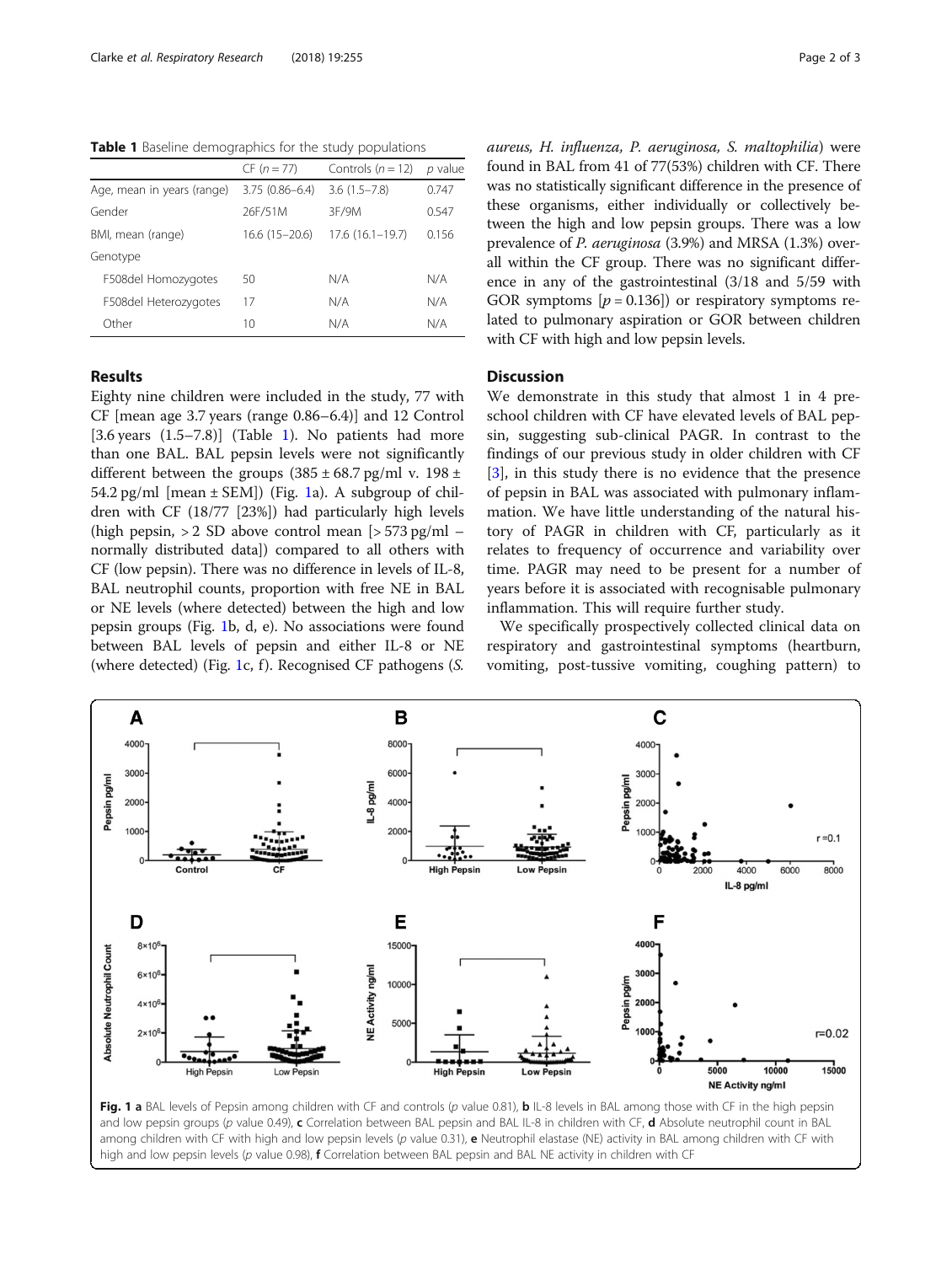**Table 1** Baseline demographics for the study populations

| | CF ($n = 77$) | Controls ($n = 12$) | $p$ value |
|---|---|---|---|
| Age, mean in years (range) | 3.75 (0.86–6.4) | 3.6 (1.5–7.8) | 0.747 |
| Gender | 26F/51M | 3F/9M | 0.547 |
| BMI, mean (range) | 16.6 (15–20.6) | 17.6 (16.1–19.7) | 0.156 |
| Genotype | | | |
| F508del Homozygotes | 50 | N/A | N/A |
| F508del Heterozygotes | 17 | N/A | N/A |
| Other | 10 | N/A | N/A |

## Results

Eighty nine children were included in the study, 77 with CF [mean age 3.7 years (range 0.86–6.4)] and 12 Control [3.6 years (1.5–7.8)] (Table 1). No patients had more than one BAL. BAL pepsin levels were not significantly different between the groups (385 ± 68.7 pg/ml v. 198 ± 54.2 pg/ml [mean ± SEM]) (Fig. 1a). A subgroup of children with CF (18/77 [23%]) had particularly high levels (high pepsin, > 2 SD above control mean [> 573 pg/ml – normally distributed data]) compared to all others with CF (low pepsin). There was no difference in levels of IL-8, BAL neutrophil counts, proportion with free NE in BAL or NE levels (where detected) between the high and low pepsin groups (Fig. 1b, d, e). No associations were found between BAL levels of pepsin and either IL-8 or NE (where detected) (Fig. 1c, f). Recognised CF pathogens (*S. aureus, H. influenza, P. aeruginosa, S. maltophilia*) were found in BAL from 41 of 77(53%) children with CF. There was no statistically significant difference in the presence of these organisms, either individually or collectively between the high and low pepsin groups. There was a low prevalence of *P. aeruginosa* (3.9%) and MRSA (1.3%) overall within the CF group. There was no significant difference in any of the gastrointestinal (3/18 and 5/59 with GOR symptoms [$p = 0.136$]) or respiratory symptoms related to pulmonary aspiration or GOR between children with CF with high and low pepsin levels.

## Discussion

We demonstrate in this study that almost 1 in 4 preschool children with CF have elevated levels of BAL pepsin, suggesting sub-clinical PAGR. In contrast to the findings of our previous study in older children with CF [3], in this study there is no evidence that the presence of pepsin in BAL was associated with pulmonary inflammation. We have little understanding of the natural history of PAGR in children with CF, particularly as it relates to frequency of occurrence and variability over time. PAGR may need to be present for a number of years before it is associated with recognisable pulmonary inflammation. This will require further study.

We specifically prospectively collected clinical data on respiratory and gastrointestinal symptoms (heartburn, vomiting, post-tussive vomiting, coughing pattern) to

**Fig. 1** **a** BAL levels of Pepsin among children with CF and controls ($p$ value 0.81), **b** IL-8 levels in BAL among those with CF in the high pepsin and low pepsin groups ($p$ value 0.49), **c** Correlation between BAL pepsin and BAL IL-8 in children with CF, **d** Absolute neutrophil count in BAL among children with CF with high and low pepsin levels ($p$ value 0.31), **e** Neutrophil elastase (NE) activity in BAL among children with CF with high and low pepsin levels ($p$ value 0.98), **f** Correlation between BAL pepsin and BAL NE activity in children with CF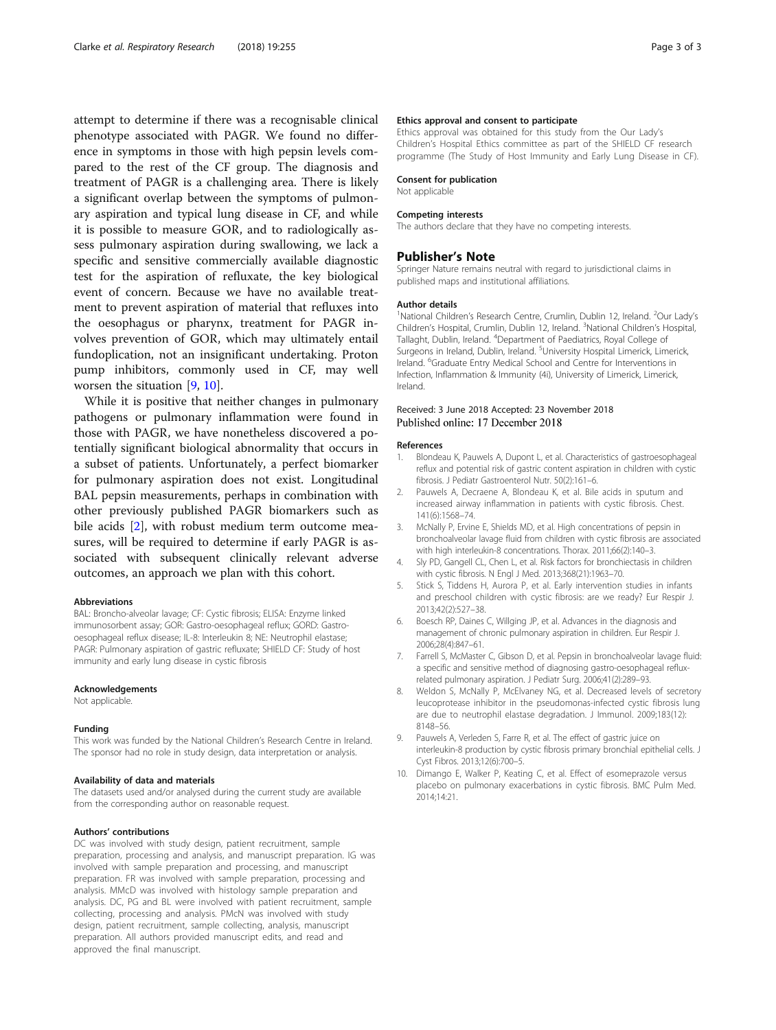attempt to determine if there was a recognisable clinical phenotype associated with PAGR. We found no difference in symptoms in those with high pepsin levels compared to the rest of the CF group. The diagnosis and treatment of PAGR is a challenging area. There is likely a significant overlap between the symptoms of pulmonary aspiration and typical lung disease in CF, and while it is possible to measure GOR, and to radiologically assess pulmonary aspiration during swallowing, we lack a specific and sensitive commercially available diagnostic test for the aspiration of refluxate, the key biological event of concern. Because we have no available treatment to prevent aspiration of material that refluxes into the oesophagus or pharynx, treatment for PAGR involves prevention of GOR, which may ultimately entail fundoplication, not an insignificant undertaking. Proton pump inhibitors, commonly used in CF, may well worsen the situation [9, 10].

While it is positive that neither changes in pulmonary pathogens or pulmonary inflammation were found in those with PAGR, we have nonetheless discovered a potentially significant biological abnormality that occurs in a subset of patients. Unfortunately, a perfect biomarker for pulmonary aspiration does not exist. Longitudinal BAL pepsin measurements, perhaps in combination with other previously published PAGR biomarkers such as bile acids [2], with robust medium term outcome measures, will be required to determine if early PAGR is associated with subsequent clinically relevant adverse outcomes, an approach we plan with this cohort.

#### Abbreviations

BAL: Broncho-alveolar lavage; CF: Cystic fibrosis; ELISA: Enzyme linked immunosorbent assay; GOR: Gastro-oesophageal reflux; GORD: Gastro-oesophageal reflux disease; IL-8: Interleukin 8; NE: Neutrophil elastase; PAGR: Pulmonary aspiration of gastric refluxate; SHIELD CF: Study of host immunity and early lung disease in cystic fibrosis

#### Acknowledgements

Not applicable.

#### Funding

This work was funded by the National Children's Research Centre in Ireland. The sponsor had no role in study design, data interpretation or analysis.

#### Availability of data and materials

The datasets used and/or analysed during the current study are available from the corresponding author on reasonable request.

#### Authors' contributions

DC was involved with study design, patient recruitment, sample preparation, processing and analysis, and manuscript preparation. IG was involved with sample preparation and processing, and manuscript preparation. FR was involved with sample preparation, processing and analysis. MMcD was involved with histology sample preparation and analysis. DC, PG and BL were involved with patient recruitment, sample collecting, processing and analysis. PMcN was involved with study design, patient recruitment, sample collecting, analysis, manuscript preparation. All authors provided manuscript edits, and read and approved the final manuscript.

#### Ethics approval and consent to participate

Ethics approval was obtained for this study from the Our Lady's Children's Hospital Ethics committee as part of the SHIELD CF research programme (The Study of Host Immunity and Early Lung Disease in CF).

#### Consent for publication

Not applicable

#### Competing interests

The authors declare that they have no competing interests.

## Publisher's Note

Springer Nature remains neutral with regard to jurisdictional claims in published maps and institutional affiliations.

#### Author details

[1]National Children's Research Centre, Crumlin, Dublin 12, Ireland. [2]Our Lady's Children's Hospital, Crumlin, Dublin 12, Ireland. [3]National Children's Hospital, Tallaght, Dublin, Ireland. [4]Department of Paediatrics, Royal College of Surgeons in Ireland, Dublin, Ireland. [5]University Hospital Limerick, Limerick, Ireland. [6]Graduate Entry Medical School and Centre for Interventions in Infection, Inflammation & Immunity (4i), University of Limerick, Limerick, Ireland.

Received: 3 June 2018 Accepted: 23 November 2018
Published online: 17 December 2018

#### References

1. Blondeau K, Pauwels A, Dupont L, et al. Characteristics of gastroesophageal reflux and potential risk of gastric content aspiration in children with cystic fibrosis. J Pediatr Gastroenterol Nutr. 50(2):161–6.
2. Pauwels A, Decraene A, Blondeau K, et al. Bile acids in sputum and increased airway inflammation in patients with cystic fibrosis. Chest. 141(6):1568–74.
3. McNally P, Ervine E, Shields MD, et al. High concentrations of pepsin in bronchoalveolar lavage fluid from children with cystic fibrosis are associated with high interleukin-8 concentrations. Thorax. 2011;66(2):140–3.
4. Sly PD, Gangell CL, Chen L, et al. Risk factors for bronchiectasis in children with cystic fibrosis. N Engl J Med. 2013;368(21):1963–70.
5. Stick S, Tiddens H, Aurora P, et al. Early intervention studies in infants and preschool children with cystic fibrosis: are we ready? Eur Respir J. 2013;42(2):527–38.
6. Boesch RP, Daines C, Willging JP, et al. Advances in the diagnosis and management of chronic pulmonary aspiration in children. Eur Respir J. 2006;28(4):847–61.
7. Farrell S, McMaster C, Gibson D, et al. Pepsin in bronchoalveolar lavage fluid: a specific and sensitive method of diagnosing gastro-oesophageal reflux-related pulmonary aspiration. J Pediatr Surg. 2006;41(2):289–93.
8. Weldon S, McNally P, McElvaney NG, et al. Decreased levels of secretory leucoprotease inhibitor in the pseudomonas-infected cystic fibrosis lung are due to neutrophil elastase degradation. J Immunol. 2009;183(12): 8148–56.
9. Pauwels A, Verleden S, Farre R, et al. The effect of gastric juice on interleukin-8 production by cystic fibrosis primary bronchial epithelial cells. J Cyst Fibros. 2013;12(6):700–5.
10. Dimango E, Walker P, Keating C, et al. Effect of esomeprazole versus placebo on pulmonary exacerbations in cystic fibrosis. BMC Pulm Med. 2014;14:21.